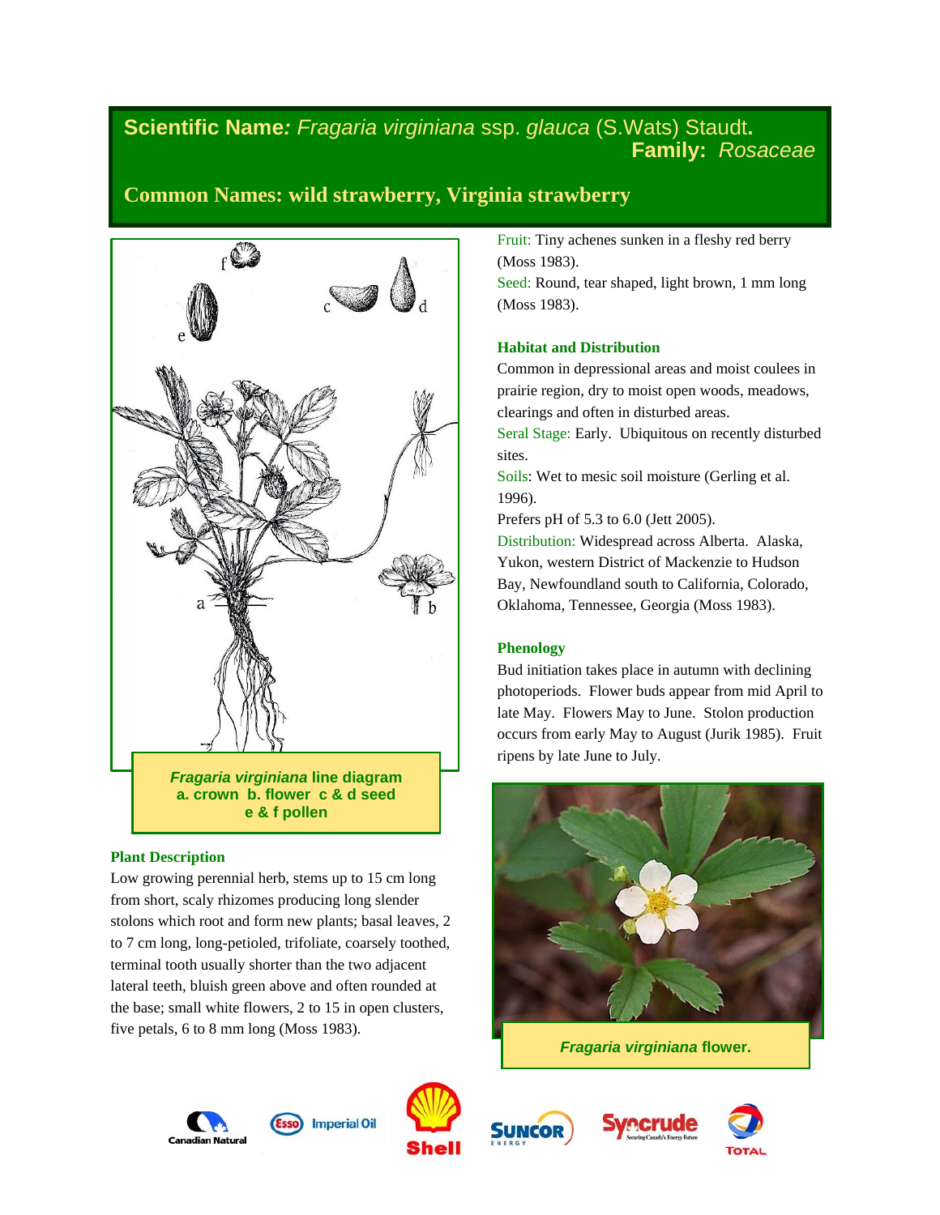# Scientific Name: *Fragaria virginiana* ssp. *glauca* (S.Wats) Staudt.

**Family:** *Rosaceae*

## Common Names: wild strawberry, Virginia strawberry

***Fragaria virginiana*** **line diagram**
**a. crown b. flower c & d seed**
**e & f pollen**

### Plant Description

Low growing perennial herb, stems up to 15 cm long from short, scaly rhizomes producing long slender stolons which root and form new plants; basal leaves, 2 to 7 cm long, long-petioled, trifoliate, coarsely toothed, terminal tooth usually shorter than the two adjacent lateral teeth, bluish green above and often rounded at the base; small white flowers, 2 to 15 in open clusters, five petals, 6 to 8 mm long (Moss 1983).

Fruit: Tiny achenes sunken in a fleshy red berry (Moss 1983).

Seed: Round, tear shaped, light brown, 1 mm long (Moss 1983).

### Habitat and Distribution

Common in depressional areas and moist coulees in prairie region, dry to moist open woods, meadows, clearings and often in disturbed areas.

Seral Stage: Early. Ubiquitous on recently disturbed sites.

Soils: Wet to mesic soil moisture (Gerling et al. 1996).

Prefers pH of 5.3 to 6.0 (Jett 2005).

Distribution: Widespread across Alberta. Alaska, Yukon, western District of Mackenzie to Hudson Bay, Newfoundland south to California, Colorado, Oklahoma, Tennessee, Georgia (Moss 1983).

### Phenology

Bud initiation takes place in autumn with declining photoperiods. Flower buds appear from mid April to late May. Flowers May to June. Stolon production occurs from early May to August (Jurik 1985). Fruit ripens by late June to July.

***Fragaria virginiana*** **flower.**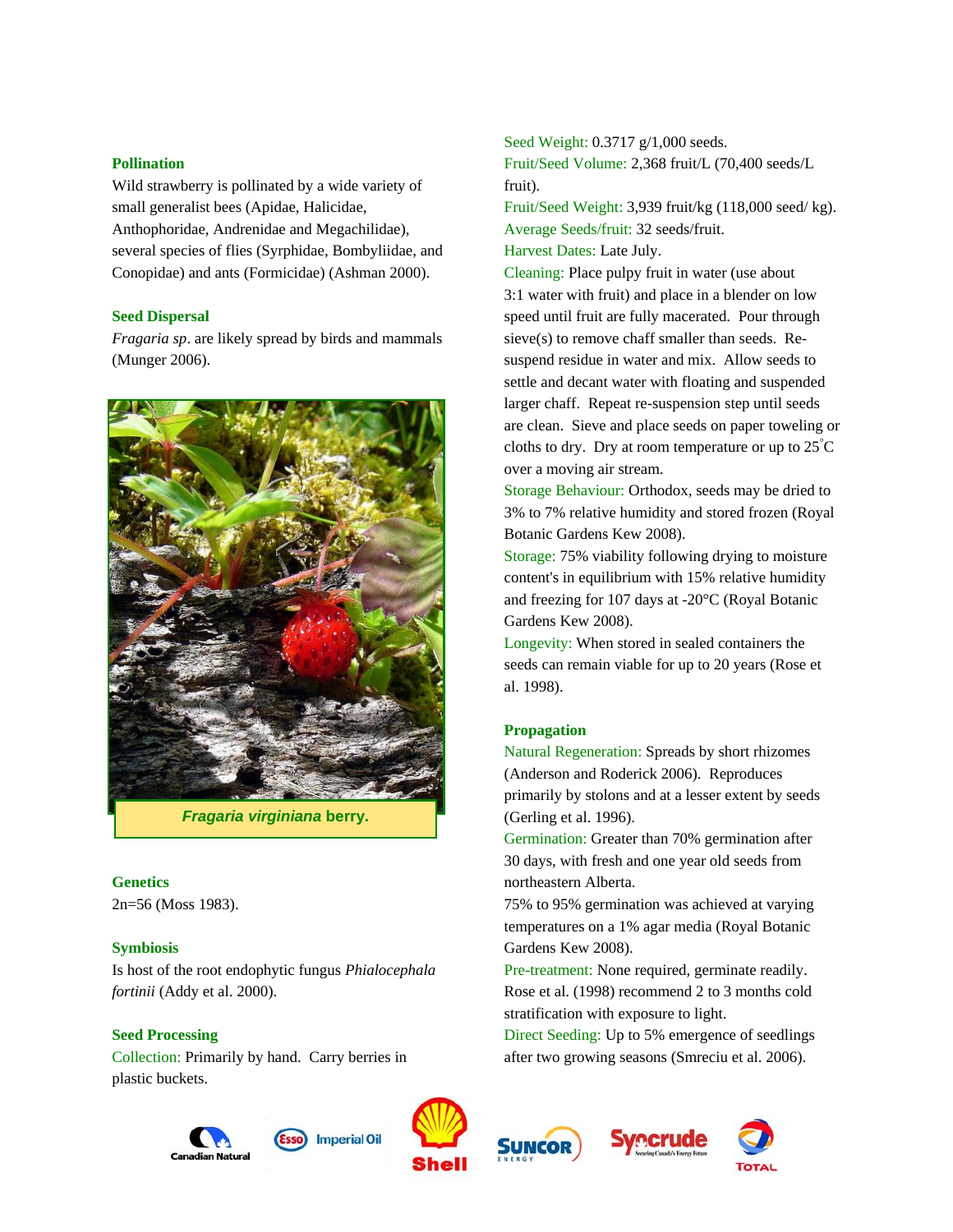## Pollination

Wild strawberry is pollinated by a wide variety of small generalist bees (Apidae, Halicidae, Anthophoridae, Andrenidae and Megachilidae), several species of flies (Syrphidae, Bombyliidae, and Conopidae) and ants (Formicidae) (Ashman 2000).

## Seed Dispersal

*Fragaria sp*. are likely spread by birds and mammals (Munger 2006).

***Fragaria virginiana* berry.**

## Genetics

2n=56 (Moss 1983).

## Symbiosis

Is host of the root endophytic fungus *Phialocephala fortinii* (Addy et al. 2000).

## Seed Processing

Collection: Primarily by hand. Carry berries in plastic buckets.

Seed Weight: 0.3717 g/1,000 seeds.

Fruit/Seed Volume: 2,368 fruit/L (70,400 seeds/L fruit).

Fruit/Seed Weight: 3,939 fruit/kg (118,000 seed/ kg).

Average Seeds/fruit: 32 seeds/fruit.

Harvest Dates: Late July.

Cleaning: Place pulpy fruit in water (use about 3:1 water with fruit) and place in a blender on low speed until fruit are fully macerated. Pour through sieve(s) to remove chaff smaller than seeds. Re-suspend residue in water and mix. Allow seeds to settle and decant water with floating and suspended larger chaff. Repeat re-suspension step until seeds are clean. Sieve and place seeds on paper toweling or cloths to dry. Dry at room temperature or up to 25°C over a moving air stream.

Storage Behaviour: Orthodox, seeds may be dried to 3% to 7% relative humidity and stored frozen (Royal Botanic Gardens Kew 2008).

Storage: 75% viability following drying to moisture content's in equilibrium with 15% relative humidity and freezing for 107 days at -20°C (Royal Botanic Gardens Kew 2008).

Longevity: When stored in sealed containers the seeds can remain viable for up to 20 years (Rose et al. 1998).

## Propagation

Natural Regeneration: Spreads by short rhizomes (Anderson and Roderick 2006). Reproduces primarily by stolons and at a lesser extent by seeds (Gerling et al. 1996).

Germination: Greater than 70% germination after 30 days, with fresh and one year old seeds from northeastern Alberta.

75% to 95% germination was achieved at varying temperatures on a 1% agar media (Royal Botanic Gardens Kew 2008).

Pre-treatment: None required, germinate readily. Rose et al. (1998) recommend 2 to 3 months cold stratification with exposure to light.

Direct Seeding: Up to 5% emergence of seedlings after two growing seasons (Smreciu et al. 2006).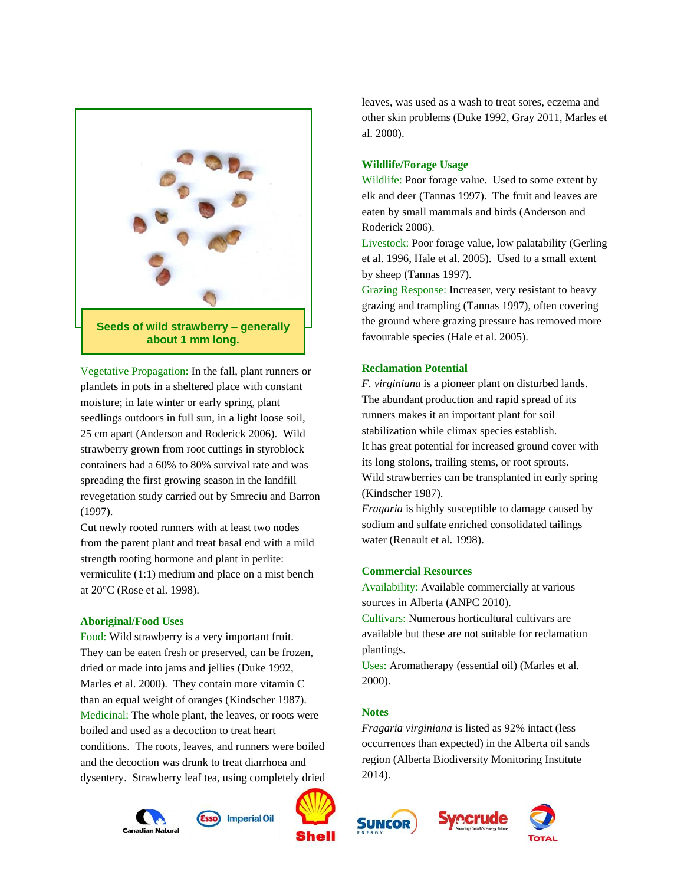Seeds of wild strawberry – generally about 1 mm long.

Vegetative Propagation: In the fall, plant runners or plantlets in pots in a sheltered place with constant moisture; in late winter or early spring, plant seedlings outdoors in full sun, in a light loose soil, 25 cm apart (Anderson and Roderick 2006). Wild strawberry grown from root cuttings in styroblock containers had a 60% to 80% survival rate and was spreading the first growing season in the landfill revegetation study carried out by Smreciu and Barron (1997).

Cut newly rooted runners with at least two nodes from the parent plant and treat basal end with a mild strength rooting hormone and plant in perlite: vermiculite (1:1) medium and place on a mist bench at 20°C (Rose et al. 1998).

### Aboriginal/Food Uses

Food: Wild strawberry is a very important fruit. They can be eaten fresh or preserved, can be frozen, dried or made into jams and jellies (Duke 1992, Marles et al. 2000). They contain more vitamin C than an equal weight of oranges (Kindscher 1987).

Medicinal: The whole plant, the leaves, or roots were boiled and used as a decoction to treat heart conditions. The roots, leaves, and runners were boiled and the decoction was drunk to treat diarrhoea and dysentery. Strawberry leaf tea, using completely dried leaves, was used as a wash to treat sores, eczema and other skin problems (Duke 1992, Gray 2011, Marles et al. 2000).

### Wildlife/Forage Usage

Wildlife: Poor forage value. Used to some extent by elk and deer (Tannas 1997). The fruit and leaves are eaten by small mammals and birds (Anderson and Roderick 2006).

Livestock: Poor forage value, low palatability (Gerling et al. 1996, Hale et al. 2005). Used to a small extent by sheep (Tannas 1997).

Grazing Response: Increaser, very resistant to heavy grazing and trampling (Tannas 1997), often covering the ground where grazing pressure has removed more favourable species (Hale et al. 2005).

### Reclamation Potential

*F. virginiana* is a pioneer plant on disturbed lands. The abundant production and rapid spread of its runners makes it an important plant for soil stabilization while climax species establish.

It has great potential for increased ground cover with its long stolons, trailing stems, or root sprouts.

Wild strawberries can be transplanted in early spring (Kindscher 1987).

*Fragaria* is highly susceptible to damage caused by sodium and sulfate enriched consolidated tailings water (Renault et al. 1998).

### Commercial Resources

Availability: Available commercially at various sources in Alberta (ANPC 2010).

Cultivars: Numerous horticultural cultivars are available but these are not suitable for reclamation plantings.

Uses: Aromatherapy (essential oil) (Marles et al. 2000).

### Notes

*Fragaria virginiana* is listed as 92% intact (less occurrences than expected) in the Alberta oil sands region (Alberta Biodiversity Monitoring Institute 2014).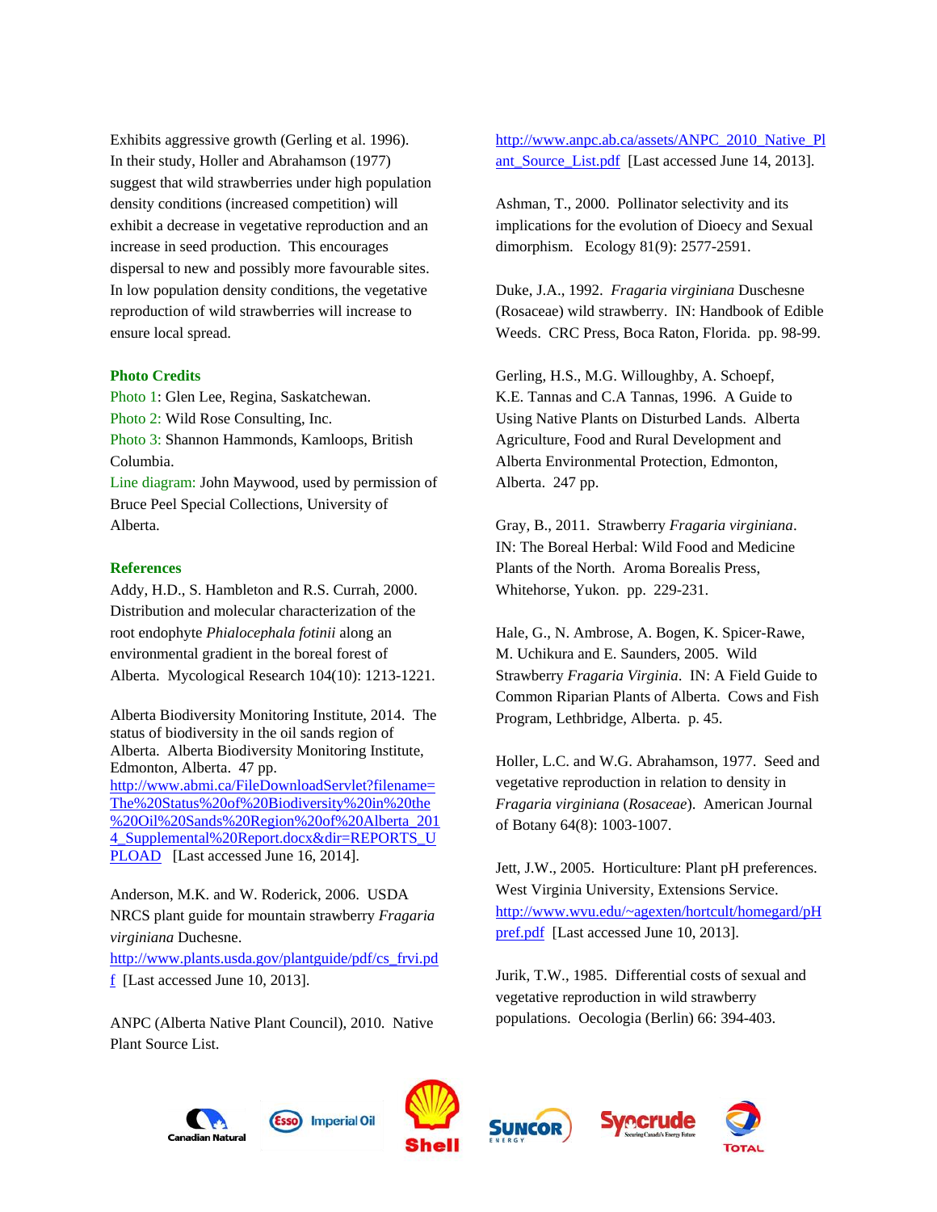Exhibits aggressive growth (Gerling et al. 1996). In their study, Holler and Abrahamson (1977) suggest that wild strawberries under high population density conditions (increased competition) will exhibit a decrease in vegetative reproduction and an increase in seed production. This encourages dispersal to new and possibly more favourable sites. In low population density conditions, the vegetative reproduction of wild strawberries will increase to ensure local spread.

## Photo Credits

Photo 1: Glen Lee, Regina, Saskatchewan.
Photo 2: Wild Rose Consulting, Inc.
Photo 3: Shannon Hammonds, Kamloops, British Columbia.
Line diagram: John Maywood, used by permission of Bruce Peel Special Collections, University of Alberta.

## References

Addy, H.D., S. Hambleton and R.S. Currah, 2000. Distribution and molecular characterization of the root endophyte *Phialocephala fotinii* along an environmental gradient in the boreal forest of Alberta. Mycological Research 104(10): 1213-1221.

Alberta Biodiversity Monitoring Institute, 2014. The status of biodiversity in the oil sands region of Alberta. Alberta Biodiversity Monitoring Institute, Edmonton, Alberta. 47 pp. http://www.abmi.ca/FileDownloadServlet?filename=The%20Status%20of%20Biodiversity%20in%20the%20Oil%20Sands%20Region%20of%20Alberta_2014_Supplemental%20Report.docx&dir=REPORTS_UPLOAD [Last accessed June 16, 2014].

Anderson, M.K. and W. Roderick, 2006. USDA NRCS plant guide for mountain strawberry *Fragaria virginiana* Duchesne. http://www.plants.usda.gov/plantguide/pdf/cs_frvi.pdf [Last accessed June 10, 2013].

ANPC (Alberta Native Plant Council), 2010. Native Plant Source List. http://www.anpc.ab.ca/assets/ANPC_2010_Native_Plant_Source_List.pdf [Last accessed June 14, 2013].

Ashman, T., 2000. Pollinator selectivity and its implications for the evolution of Dioecy and Sexual dimorphism. Ecology 81(9): 2577-2591.

Duke, J.A., 1992. *Fragaria virginiana* Duschesne (Rosaceae) wild strawberry. IN: Handbook of Edible Weeds. CRC Press, Boca Raton, Florida. pp. 98-99.

Gerling, H.S., M.G. Willoughby, A. Schoepf, K.E. Tannas and C.A Tannas, 1996. A Guide to Using Native Plants on Disturbed Lands. Alberta Agriculture, Food and Rural Development and Alberta Environmental Protection, Edmonton, Alberta. 247 pp.

Gray, B., 2011. Strawberry *Fragaria virginiana*. IN: The Boreal Herbal: Wild Food and Medicine Plants of the North. Aroma Borealis Press, Whitehorse, Yukon. pp. 229-231.

Hale, G., N. Ambrose, A. Bogen, K. Spicer-Rawe, M. Uchikura and E. Saunders, 2005. Wild Strawberry *Fragaria Virginia*. IN: A Field Guide to Common Riparian Plants of Alberta. Cows and Fish Program, Lethbridge, Alberta. p. 45.

Holler, L.C. and W.G. Abrahamson, 1977. Seed and vegetative reproduction in relation to density in *Fragaria virginiana* (*Rosaceae*). American Journal of Botany 64(8): 1003-1007.

Jett, J.W., 2005. Horticulture: Plant pH preferences. West Virginia University, Extensions Service. http://www.wvu.edu/~agexten/hortcult/homegard/pHpref.pdf [Last accessed June 10, 2013].

Jurik, T.W., 1985. Differential costs of sexual and vegetative reproduction in wild strawberry populations. Oecologia (Berlin) 66: 394-403.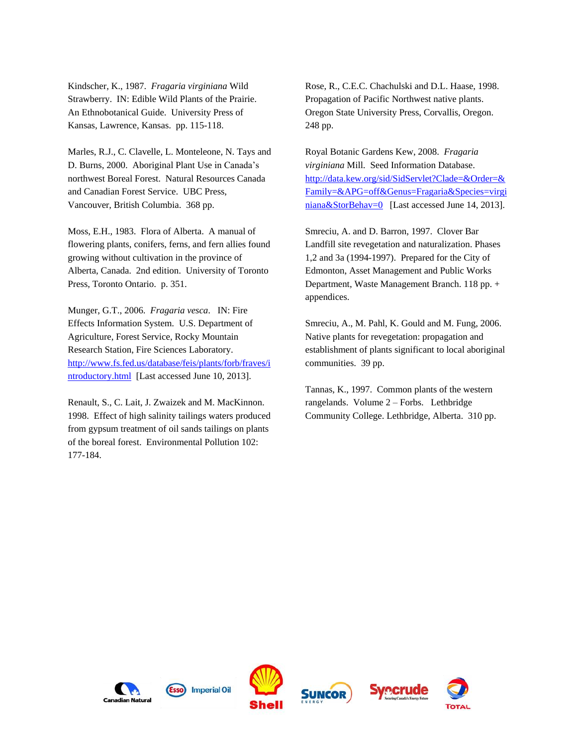Kindscher, K., 1987. *Fragaria virginiana* Wild Strawberry. IN: Edible Wild Plants of the Prairie. An Ethnobotanical Guide. University Press of Kansas, Lawrence, Kansas. pp. 115-118.

Marles, R.J., C. Clavelle, L. Monteleone, N. Tays and D. Burns, 2000. Aboriginal Plant Use in Canada's northwest Boreal Forest. Natural Resources Canada and Canadian Forest Service. UBC Press, Vancouver, British Columbia. 368 pp.

Moss, E.H., 1983. Flora of Alberta. A manual of flowering plants, conifers, ferns, and fern allies found growing without cultivation in the province of Alberta, Canada. 2nd edition. University of Toronto Press, Toronto Ontario. p. 351.

Munger, G.T., 2006. *Fragaria vesca*. IN: Fire Effects Information System. U.S. Department of Agriculture, Forest Service, Rocky Mountain Research Station, Fire Sciences Laboratory. http://www.fs.fed.us/database/feis/plants/forb/fraves/introductory.html [Last accessed June 10, 2013].

Renault, S., C. Lait, J. Zwaizek and M. MacKinnon. 1998. Effect of high salinity tailings waters produced from gypsum treatment of oil sands tailings on plants of the boreal forest. Environmental Pollution 102: 177-184.

Rose, R., C.E.C. Chachulski and D.L. Haase, 1998. Propagation of Pacific Northwest native plants. Oregon State University Press, Corvallis, Oregon. 248 pp.

Royal Botanic Gardens Kew, 2008. *Fragaria virginiana* Mill. Seed Information Database. http://data.kew.org/sid/SidServlet?Clade=&Order=&Family=&APG=off&Genus=Fragaria&Species=virginiana&StorBehav=0 [Last accessed June 14, 2013].

Smreciu, A. and D. Barron, 1997. Clover Bar Landfill site revegetation and naturalization. Phases 1,2 and 3a (1994-1997). Prepared for the City of Edmonton, Asset Management and Public Works Department, Waste Management Branch. 118 pp. + appendices.

Smreciu, A., M. Pahl, K. Gould and M. Fung, 2006. Native plants for revegetation: propagation and establishment of plants significant to local aboriginal communities. 39 pp.

Tannas, K., 1997. Common plants of the western rangelands. Volume 2 – Forbs. Lethbridge Community College. Lethbridge, Alberta. 310 pp.